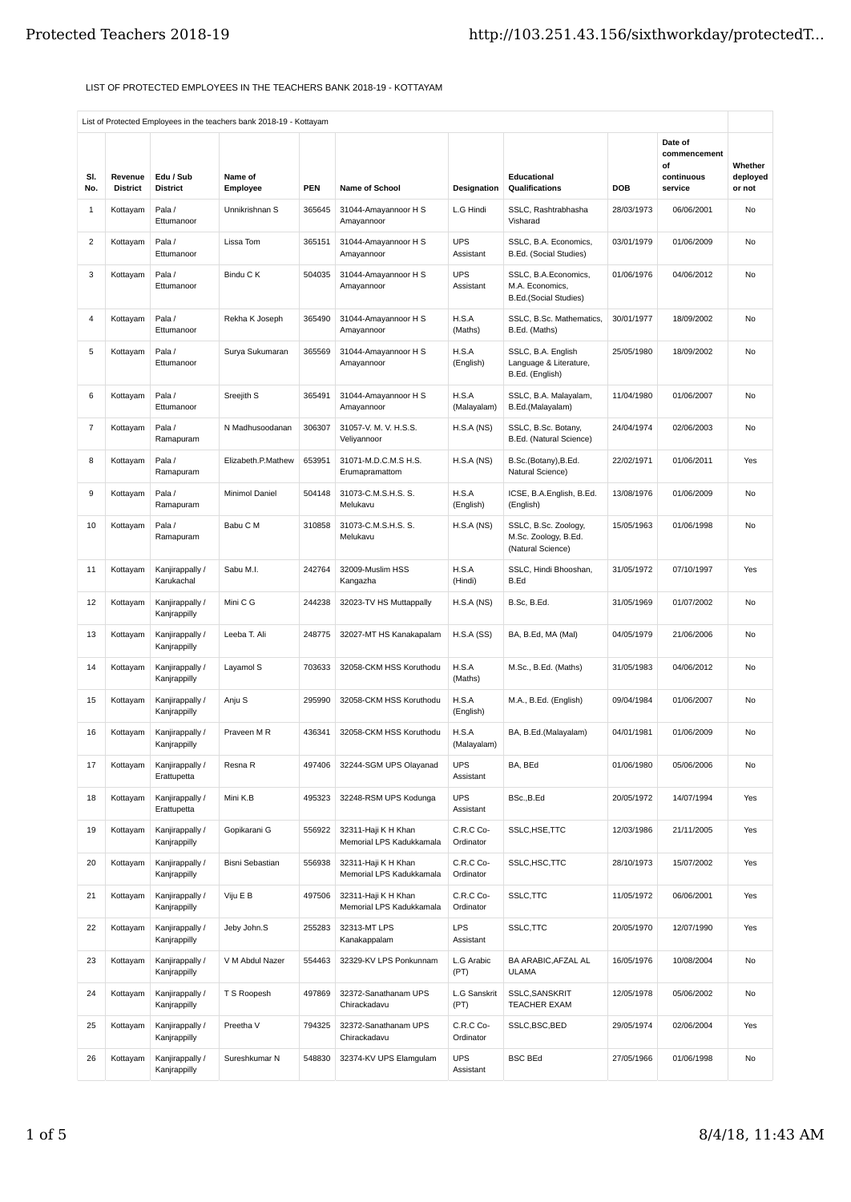LIST OF PROTECTED EMPLOYEES IN THE TEACHERS BANK 2018-19 - KOTTAYAM

| List of Protected Employees in the teachers bank 2018-19 - Kottayam | | | | | | | | | | |
|---|---|---|---|---|---|---|---|---|---|---|
| Sl. No. | Revenue District | Edu / Sub District | Name of Employee | PEN | Name of School | Designation | Educational Qualifications | DOB | Date of commencement of continuous service | Whether deployed or not |
| 1 | Kottayam | Pala / Ettumanoor | Unnikrishnan S | 365645 | 31044-Amayannoor H S Amayannoor | L.G Hindi | SSLC, Rashtrabhasha Visharad | 28/03/1973 | 06/06/2001 | No |
| 2 | Kottayam | Pala / Ettumanoor | Lissa Tom | 365151 | 31044-Amayannoor H S Amayannoor | UPS Assistant | SSLC, B.A. Economics, B.Ed. (Social Studies) | 03/01/1979 | 01/06/2009 | No |
| 3 | Kottayam | Pala / Ettumanoor | Bindu C K | 504035 | 31044-Amayannoor H S Amayannoor | UPS Assistant | SSLC, B.A.Economics, M.A. Economics, B.Ed.(Social Studies) | 01/06/1976 | 04/06/2012 | No |
| 4 | Kottayam | Pala / Ettumanoor | Rekha K Joseph | 365490 | 31044-Amayannoor H S Amayannoor | H.S.A (Maths) | SSLC, B.Sc. Mathematics, B.Ed. (Maths) | 30/01/1977 | 18/09/2002 | No |
| 5 | Kottayam | Pala / Ettumanoor | Surya Sukumaran | 365569 | 31044-Amayannoor H S Amayannoor | H.S.A (English) | SSLC, B.A. English Language & Literature, B.Ed. (English) | 25/05/1980 | 18/09/2002 | No |
| 6 | Kottayam | Pala / Ettumanoor | Sreejith S | 365491 | 31044-Amayannoor H S Amayannoor | H.S.A (Malayalam) | SSLC, B.A. Malayalam, B.Ed.(Malayalam) | 11/04/1980 | 01/06/2007 | No |
| 7 | Kottayam | Pala / Ramapuram | N Madhusoodanan | 306307 | 31057-V. M. V. H.S.S. Veliyannoor | H.S.A (NS) | SSLC, B.Sc. Botany, B.Ed. (Natural Science) | 24/04/1974 | 02/06/2003 | No |
| 8 | Kottayam | Pala / Ramapuram | Elizabeth.P.Mathew | 653951 | 31071-M.D.C.M.S H.S. Erumapramattom | H.S.A (NS) | B.Sc.(Botany),B.Ed. Natural Science) | 22/02/1971 | 01/06/2011 | Yes |
| 9 | Kottayam | Pala / Ramapuram | Minimol Daniel | 504148 | 31073-C.M.S.H.S. S. Melukavu | H.S.A (English) | ICSE, B.A.English, B.Ed. (English) | 13/08/1976 | 01/06/2009 | No |
| 10 | Kottayam | Pala / Ramapuram | Babu C M | 310858 | 31073-C.M.S.H.S. S. Melukavu | H.S.A (NS) | SSLC, B.Sc. Zoology, M.Sc. Zoology, B.Ed. (Natural Science) | 15/05/1963 | 01/06/1998 | No |
| 11 | Kottayam | Kanjirappally / Karukachal | Sabu M.I. | 242764 | 32009-Muslim HSS Kangazha | H.S.A (Hindi) | SSLC, Hindi Bhooshan, B.Ed | 31/05/1972 | 07/10/1997 | Yes |
| 12 | Kottayam | Kanjirappally / Kanjrappilly | Mini C G | 244238 | 32023-TV HS Muttappally | H.S.A (NS) | B.Sc, B.Ed. | 31/05/1969 | 01/07/2002 | No |
| 13 | Kottayam | Kanjirappally / Kanjrappilly | Leeba T. Ali | 248775 | 32027-MT HS Kanakapalam | H.S.A (SS) | BA, B.Ed, MA (Mal) | 04/05/1979 | 21/06/2006 | No |
| 14 | Kottayam | Kanjirappally / Kanjrappilly | Layamol S | 703633 | 32058-CKM HSS Koruthodu | H.S.A (Maths) | M.Sc., B.Ed. (Maths) | 31/05/1983 | 04/06/2012 | No |
| 15 | Kottayam | Kanjirappally / Kanjrappilly | Anju S | 295990 | 32058-CKM HSS Koruthodu | H.S.A (English) | M.A., B.Ed. (English) | 09/04/1984 | 01/06/2007 | No |
| 16 | Kottayam | Kanjirappally / Kanjrappilly | Praveen M R | 436341 | 32058-CKM HSS Koruthodu | H.S.A (Malayalam) | BA, B.Ed.(Malayalam) | 04/01/1981 | 01/06/2009 | No |
| 17 | Kottayam | Kanjirappally / Erattupetta | Resna R | 497406 | 32244-SGM UPS Olayanad | UPS Assistant | BA, BEd | 01/06/1980 | 05/06/2006 | No |
| 18 | Kottayam | Kanjirappally / Erattupetta | Mini K.B | 495323 | 32248-RSM UPS Kodunga | UPS Assistant | BSc.,B.Ed | 20/05/1972 | 14/07/1994 | Yes |
| 19 | Kottayam | Kanjirappally / Kanjrappilly | Gopikarani G | 556922 | 32311-Haji K H Khan Memorial LPS Kadukkamala | C.R.C Co-Ordinator | SSLC,HSE,TTC | 12/03/1986 | 21/11/2005 | Yes |
| 20 | Kottayam | Kanjirappally / Kanjrappilly | Bisni Sebastian | 556938 | 32311-Haji K H Khan Memorial LPS Kadukkamala | C.R.C Co-Ordinator | SSLC,HSC,TTC | 28/10/1973 | 15/07/2002 | Yes |
| 21 | Kottayam | Kanjirappally / Kanjrappilly | Viju E B | 497506 | 32311-Haji K H Khan Memorial LPS Kadukkamala | C.R.C Co-Ordinator | SSLC,TTC | 11/05/1972 | 06/06/2001 | Yes |
| 22 | Kottayam | Kanjirappally / Kanjrappilly | Jeby John.S | 255283 | 32313-MT LPS Kanakappalam | LPS Assistant | SSLC,TTC | 20/05/1970 | 12/07/1990 | Yes |
| 23 | Kottayam | Kanjirappally / Kanjrappilly | V M Abdul Nazer | 554463 | 32329-KV LPS Ponkunnam | L.G Arabic (PT) | BA ARABIC,AFZAL AL ULAMA | 16/05/1976 | 10/08/2004 | No |
| 24 | Kottayam | Kanjirappally / Kanjrappilly | T S Roopesh | 497869 | 32372-Sanathanam UPS Chirackadavu | L.G Sanskrit (PT) | SSLC,SANSKRIT TEACHER EXAM | 12/05/1978 | 05/06/2002 | No |
| 25 | Kottayam | Kanjirappally / Kanjrappilly | Preetha V | 794325 | 32372-Sanathanam UPS Chirackadavu | C.R.C Co-Ordinator | SSLC,BSC,BED | 29/05/1974 | 02/06/2004 | Yes |
| 26 | Kottayam | Kanjirappally / Kanjrappilly | Sureshkumar N | 548830 | 32374-KV UPS Elamgulam | UPS Assistant | BSC BEd | 27/05/1966 | 01/06/1998 | No |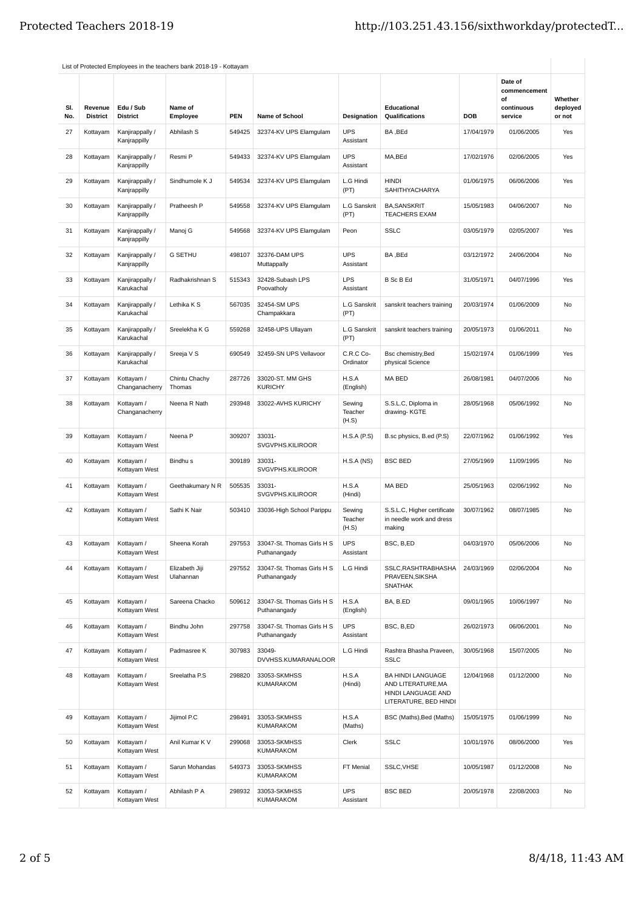List of Protected Employees in the teachers bank 2018-19 - Kottayam

| Sl. No. | Revenue District | Edu / Sub District | Name of Employee | PEN | Name of School | Designation | Educational Qualifications | DOB | Date of commencement of continuous service | Whether deployed or not |
|---|---|---|---|---|---|---|---|---|---|---|
| 27 | Kottayam | Kanjirappally / Kanjrappilly | Abhilash S | 549425 | 32374-KV UPS Elamgulam | UPS Assistant | BA ,BEd | 17/04/1979 | 01/06/2005 | Yes |
| 28 | Kottayam | Kanjirappally / Kanjrappilly | Resmi P | 549433 | 32374-KV UPS Elamgulam | UPS Assistant | MA,BEd | 17/02/1976 | 02/06/2005 | Yes |
| 29 | Kottayam | Kanjirappally / Kanjrappilly | Sindhumole K J | 549534 | 32374-KV UPS Elamgulam | L.G Hindi (PT) | HINDI SAHITHYACHARYA | 01/06/1975 | 06/06/2006 | Yes |
| 30 | Kottayam | Kanjirappally / Kanjrappilly | Pratheesh P | 549558 | 32374-KV UPS Elamgulam | L.G Sanskrit (PT) | BA,SANSKRIT TEACHERS EXAM | 15/05/1983 | 04/06/2007 | No |
| 31 | Kottayam | Kanjirappally / Kanjrappilly | Manoj G | 549568 | 32374-KV UPS Elamgulam | Peon | SSLC | 03/05/1979 | 02/05/2007 | Yes |
| 32 | Kottayam | Kanjirappally / Kanjrappilly | G SETHU | 498107 | 32376-DAM UPS Muttappally | UPS Assistant | BA ,BEd | 03/12/1972 | 24/06/2004 | No |
| 33 | Kottayam | Kanjirappally / Karukachal | Radhakrishnan S | 515343 | 32428-Subash LPS Poovatholy | LPS Assistant | B Sc B Ed | 31/05/1971 | 04/07/1996 | Yes |
| 34 | Kottayam | Kanjirappally / Karukachal | Lethika K S | 567035 | 32454-SM UPS Champakkara | L.G Sanskrit (PT) | sanskrit teachers training | 20/03/1974 | 01/06/2009 | No |
| 35 | Kottayam | Kanjirappally / Karukachal | Sreelekha K G | 559268 | 32458-UPS Ullayam | L.G Sanskrit (PT) | sanskrit teachers training | 20/05/1973 | 01/06/2011 | No |
| 36 | Kottayam | Kanjirappally / Karukachal | Sreeja V S | 690549 | 32459-SN UPS Vellavoor | C.R.C Co-Ordinator | Bsc chemistry,Bed physical Science | 15/02/1974 | 01/06/1999 | Yes |
| 37 | Kottayam | Kottayam / Changanacherry | Chintu Chachy Thomas | 287726 | 33020-ST. MM GHS KURICHY | H.S.A (English) | MA BED | 26/08/1981 | 04/07/2006 | No |
| 38 | Kottayam | Kottayam / Changanacherry | Neena R Nath | 293948 | 33022-AVHS KURICHY | Sewing Teacher (H.S) | S.S.L.C, Diploma in drawing- KGTE | 28/05/1968 | 05/06/1992 | No |
| 39 | Kottayam | Kottayam / Kottayam West | Neena P | 309207 | 33031-SVGVPHS.KILIROOR | H.S.A (P.S) | B.sc physics, B.ed (P.S) | 22/07/1962 | 01/06/1992 | Yes |
| 40 | Kottayam | Kottayam / Kottayam West | Bindhu s | 309189 | 33031-SVGVPHS.KILIROOR | H.S.A (NS) | BSC BED | 27/05/1969 | 11/09/1995 | No |
| 41 | Kottayam | Kottayam / Kottayam West | Geethakumary N R | 505535 | 33031-SVGVPHS.KILIROOR | H.S.A (Hindi) | MA BED | 25/05/1963 | 02/06/1992 | No |
| 42 | Kottayam | Kottayam / Kottayam West | Sathi K Nair | 503410 | 33036-High School Parippu | Sewing Teacher (H.S) | S.S.L.C, Higher certificate in needle work and dress making | 30/07/1962 | 08/07/1985 | No |
| 43 | Kottayam | Kottayam / Kottayam West | Sheena Korah | 297553 | 33047-St. Thomas Girls H S Puthanangady | UPS Assistant | BSC, B,ED | 04/03/1970 | 05/06/2006 | No |
| 44 | Kottayam | Kottayam / Kottayam West | Elizabeth Jiji Ulahannan | 297552 | 33047-St. Thomas Girls H S Puthanangady | L.G Hindi | SSLC,RASHTRABHASHA PRAVEEN,SIKSHA SNATHAK | 24/03/1969 | 02/06/2004 | No |
| 45 | Kottayam | Kottayam / Kottayam West | Sareena Chacko | 509612 | 33047-St. Thomas Girls H S Puthanangady | H.S.A (English) | BA, B.ED | 09/01/1965 | 10/06/1997 | No |
| 46 | Kottayam | Kottayam / Kottayam West | Bindhu John | 297758 | 33047-St. Thomas Girls H S Puthanangady | UPS Assistant | BSC, B,ED | 26/02/1973 | 06/06/2001 | No |
| 47 | Kottayam | Kottayam / Kottayam West | Padmasree K | 307983 | 33049-DVVHSS.KUMARANALOOR | L.G Hindi | Rashtra Bhasha Praveen, SSLC | 30/05/1968 | 15/07/2005 | No |
| 48 | Kottayam | Kottayam / Kottayam West | Sreelatha P.S | 298820 | 33053-SKMHSS KUMARAKOM | H.S.A (Hindi) | BA HINDI LANGUAGE AND LITERATURE,MA HINDI LANGUAGE AND LITERATURE, BED HINDI | 12/04/1968 | 01/12/2000 | No |
| 49 | Kottayam | Kottayam / Kottayam West | Jijimol P.C | 298491 | 33053-SKMHSS KUMARAKOM | H.S.A (Maths) | BSC (Maths),Bed (Maths) | 15/05/1975 | 01/06/1999 | No |
| 50 | Kottayam | Kottayam / Kottayam West | Anil Kumar K V | 299068 | 33053-SKMHSS KUMARAKOM | Clerk | SSLC | 10/01/1976 | 08/06/2000 | Yes |
| 51 | Kottayam | Kottayam / Kottayam West | Sarun Mohandas | 549373 | 33053-SKMHSS KUMARAKOM | FT Menial | SSLC,VHSE | 10/05/1987 | 01/12/2008 | No |
| 52 | Kottayam | Kottayam / Kottayam West | Abhilash P A | 298932 | 33053-SKMHSS KUMARAKOM | UPS Assistant | BSC BED | 20/05/1978 | 22/08/2003 | No |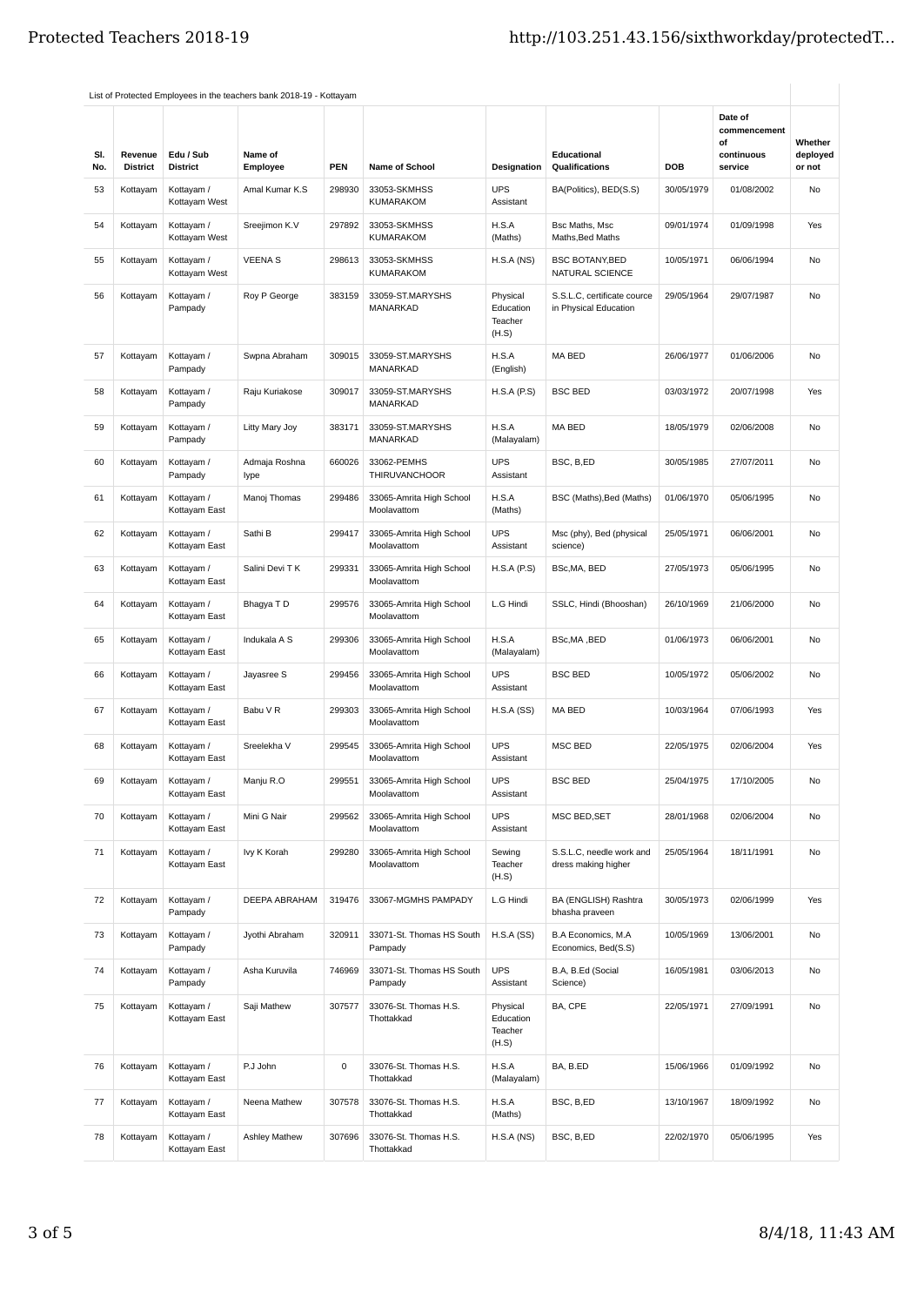List of Protected Employees in the teachers bank 2018-19 - Kottayam

| Sl. No. | Revenue District | Edu / Sub District | Name of Employee | PEN | Name of School | Designation | Educational Qualifications | DOB | Date of commencement of continuous service | Whether deployed or not |
|---|---|---|---|---|---|---|---|---|---|---|
| 53 | Kottayam | Kottayam / Kottayam West | Amal Kumar K.S | 298930 | 33053-SKMHSS KUMARAKOM | UPS Assistant | BA(Politics), BED(S.S) | 30/05/1979 | 01/08/2002 | No |
| 54 | Kottayam | Kottayam / Kottayam West | Sreejimon K.V | 297892 | 33053-SKMHSS KUMARAKOM | H.S.A (Maths) | Bsc Maths, Msc Maths,Bed Maths | 09/01/1974 | 01/09/1998 | Yes |
| 55 | Kottayam | Kottayam / Kottayam West | VEENA S | 298613 | 33053-SKMHSS KUMARAKOM | H.S.A (NS) | BSC BOTANY,BED NATURAL SCIENCE | 10/05/1971 | 06/06/1994 | No |
| 56 | Kottayam | Kottayam / Pampady | Roy P George | 383159 | 33059-ST.MARYSHS MANARKAD | Physical Education Teacher (H.S) | S.S.L.C, certificate cource in Physical Education | 29/05/1964 | 29/07/1987 | No |
| 57 | Kottayam | Kottayam / Pampady | Swpna Abraham | 309015 | 33059-ST.MARYSHS MANARKAD | H.S.A (English) | MA BED | 26/06/1977 | 01/06/2006 | No |
| 58 | Kottayam | Kottayam / Pampady | Raju Kuriakose | 309017 | 33059-ST.MARYSHS MANARKAD | H.S.A (P.S) | BSC BED | 03/03/1972 | 20/07/1998 | Yes |
| 59 | Kottayam | Kottayam / Pampady | Litty Mary Joy | 383171 | 33059-ST.MARYSHS MANARKAD | H.S.A (Malayalam) | MA BED | 18/05/1979 | 02/06/2008 | No |
| 60 | Kottayam | Kottayam / Pampady | Admaja Roshna Iype | 660026 | 33062-PEMHS THIRUVANCHOOR | UPS Assistant | BSC, B,ED | 30/05/1985 | 27/07/2011 | No |
| 61 | Kottayam | Kottayam / Kottayam East | Manoj Thomas | 299486 | 33065-Amrita High School Moolavattom | H.S.A (Maths) | BSC (Maths),Bed (Maths) | 01/06/1970 | 05/06/1995 | No |
| 62 | Kottayam | Kottayam / Kottayam East | Sathi B | 299417 | 33065-Amrita High School Moolavattom | UPS Assistant | Msc (phy), Bed (physical science) | 25/05/1971 | 06/06/2001 | No |
| 63 | Kottayam | Kottayam / Kottayam East | Salini Devi T K | 299331 | 33065-Amrita High School Moolavattom | H.S.A (P.S) | BSc,MA, BED | 27/05/1973 | 05/06/1995 | No |
| 64 | Kottayam | Kottayam / Kottayam East | Bhagya T D | 299576 | 33065-Amrita High School Moolavattom | L.G Hindi | SSLC, Hindi (Bhooshan) | 26/10/1969 | 21/06/2000 | No |
| 65 | Kottayam | Kottayam / Kottayam East | Indukala A S | 299306 | 33065-Amrita High School Moolavattom | H.S.A (Malayalam) | BSc,MA ,BED | 01/06/1973 | 06/06/2001 | No |
| 66 | Kottayam | Kottayam / Kottayam East | Jayasree S | 299456 | 33065-Amrita High School Moolavattom | UPS Assistant | BSC BED | 10/05/1972 | 05/06/2002 | No |
| 67 | Kottayam | Kottayam / Kottayam East | Babu V R | 299303 | 33065-Amrita High School Moolavattom | H.S.A (SS) | MA BED | 10/03/1964 | 07/06/1993 | Yes |
| 68 | Kottayam | Kottayam / Kottayam East | Sreelekha V | 299545 | 33065-Amrita High School Moolavattom | UPS Assistant | MSC BED | 22/05/1975 | 02/06/2004 | Yes |
| 69 | Kottayam | Kottayam / Kottayam East | Manju R.O | 299551 | 33065-Amrita High School Moolavattom | UPS Assistant | BSC BED | 25/04/1975 | 17/10/2005 | No |
| 70 | Kottayam | Kottayam / Kottayam East | Mini G Nair | 299562 | 33065-Amrita High School Moolavattom | UPS Assistant | MSC BED,SET | 28/01/1968 | 02/06/2004 | No |
| 71 | Kottayam | Kottayam / Kottayam East | Ivy K Korah | 299280 | 33065-Amrita High School Moolavattom | Sewing Teacher (H.S) | S.S.L.C, needle work and dress making higher | 25/05/1964 | 18/11/1991 | No |
| 72 | Kottayam | Kottayam / Pampady | DEEPA ABRAHAM | 319476 | 33067-MGMHS PAMPADY | L.G Hindi | BA (ENGLISH) Rashtra bhasha praveen | 30/05/1973 | 02/06/1999 | Yes |
| 73 | Kottayam | Kottayam / Pampady | Jyothi Abraham | 320911 | 33071-St. Thomas HS South Pampady | H.S.A (SS) | B.A Economics, M.A Economics, Bed(S.S) | 10/05/1969 | 13/06/2001 | No |
| 74 | Kottayam | Kottayam / Pampady | Asha Kuruvila | 746969 | 33071-St. Thomas HS South Pampady | UPS Assistant | B.A, B.Ed (Social Science) | 16/05/1981 | 03/06/2013 | No |
| 75 | Kottayam | Kottayam / Kottayam East | Saji Mathew | 307577 | 33076-St. Thomas H.S. Thottakkad | Physical Education Teacher (H.S) | BA, CPE | 22/05/1971 | 27/09/1991 | No |
| 76 | Kottayam | Kottayam / Kottayam East | P.J John | 0 | 33076-St. Thomas H.S. Thottakkad | H.S.A (Malayalam) | BA, B.ED | 15/06/1966 | 01/09/1992 | No |
| 77 | Kottayam | Kottayam / Kottayam East | Neena Mathew | 307578 | 33076-St. Thomas H.S. Thottakkad | H.S.A (Maths) | BSC, B,ED | 13/10/1967 | 18/09/1992 | No |
| 78 | Kottayam | Kottayam / Kottayam East | Ashley Mathew | 307696 | 33076-St. Thomas H.S. Thottakkad | H.S.A (NS) | BSC, B,ED | 22/02/1970 | 05/06/1995 | Yes |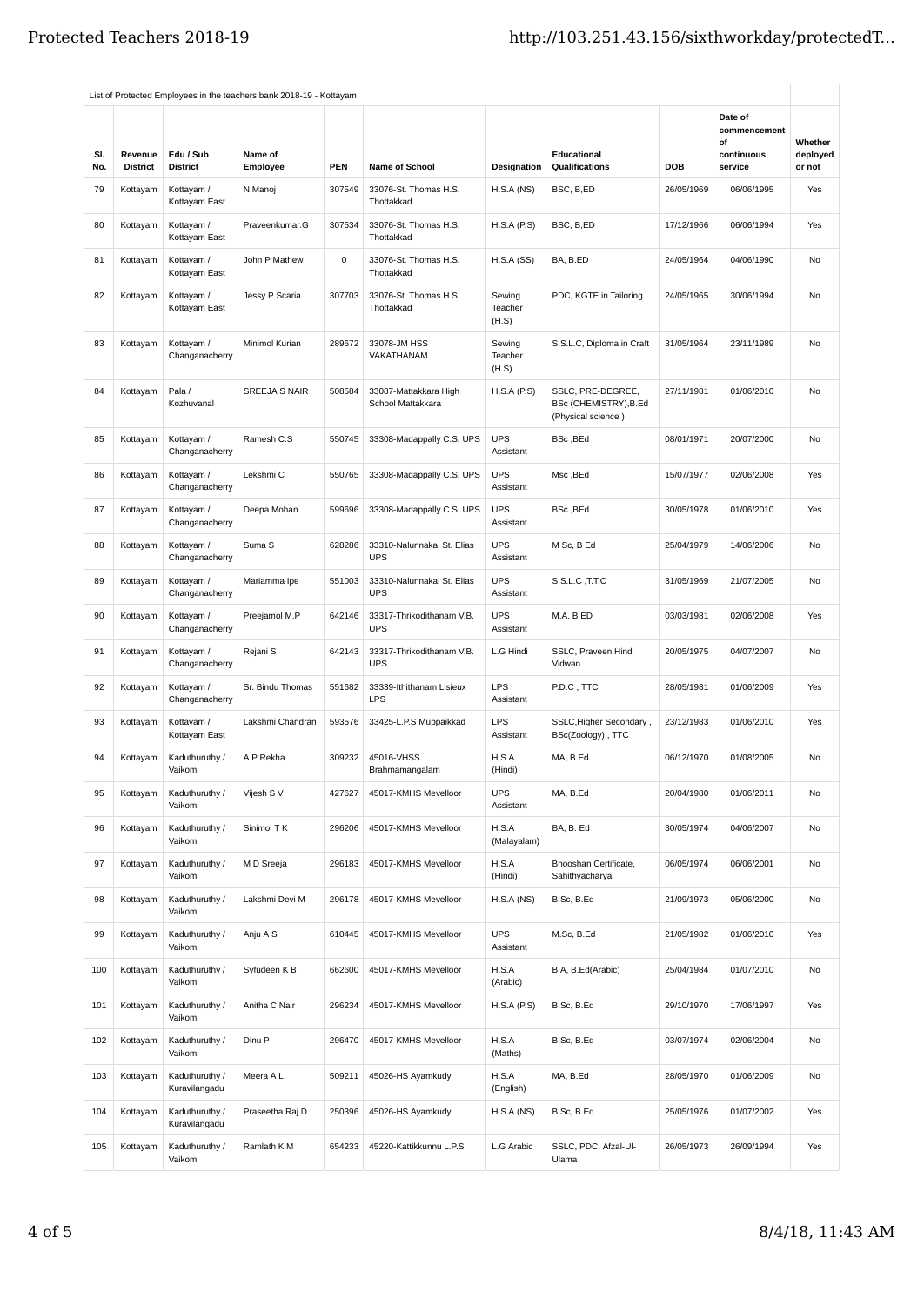List of Protected Employees in the teachers bank 2018-19 - Kottayam

| Sl. No. | Revenue District | Edu / Sub District | Name of Employee | PEN | Name of School | Designation | Educational Qualifications | DOB | Date of commencement of continuous service | Whether deployed or not |
|---|---|---|---|---|---|---|---|---|---|---|
| 79 | Kottayam | Kottayam / Kottayam East | N.Manoj | 307549 | 33076-St. Thomas H.S. Thottakkad | H.S.A (NS) | BSC, B,ED | 26/05/1969 | 06/06/1995 | Yes |
| 80 | Kottayam | Kottayam / Kottayam East | Praveenkumar.G | 307534 | 33076-St. Thomas H.S. Thottakkad | H.S.A (P.S) | BSC, B,ED | 17/12/1966 | 06/06/1994 | Yes |
| 81 | Kottayam | Kottayam / Kottayam East | John P Mathew | 0 | 33076-St. Thomas H.S. Thottakkad | H.S.A (SS) | BA, B.ED | 24/05/1964 | 04/06/1990 | No |
| 82 | Kottayam | Kottayam / Kottayam East | Jessy P Scaria | 307703 | 33076-St. Thomas H.S. Thottakkad | Sewing Teacher (H.S) | PDC, KGTE in Tailoring | 24/05/1965 | 30/06/1994 | No |
| 83 | Kottayam | Kottayam / Changanacherry | Minimol Kurian | 289672 | 33078-JM HSS VAKATHANAM | Sewing Teacher (H.S) | S.S.L.C, Diploma in Craft | 31/05/1964 | 23/11/1989 | No |
| 84 | Kottayam | Pala / Kozhuvanal | SREEJA S NAIR | 508584 | 33087-Mattakkara High School Mattakkara | H.S.A (P.S) | SSLC, PRE-DEGREE, BSc (CHEMISTRY),B.Ed (Physical science ) | 27/11/1981 | 01/06/2010 | No |
| 85 | Kottayam | Kottayam / Changanacherry | Ramesh C.S | 550745 | 33308-Madappally C.S. UPS | UPS Assistant | BSc ,BEd | 08/01/1971 | 20/07/2000 | No |
| 86 | Kottayam | Kottayam / Changanacherry | Lekshmi C | 550765 | 33308-Madappally C.S. UPS | UPS Assistant | Msc ,BEd | 15/07/1977 | 02/06/2008 | Yes |
| 87 | Kottayam | Kottayam / Changanacherry | Deepa Mohan | 599696 | 33308-Madappally C.S. UPS | UPS Assistant | BSc ,BEd | 30/05/1978 | 01/06/2010 | Yes |
| 88 | Kottayam | Kottayam / Changanacherry | Suma S | 628286 | 33310-Nalunnakal St. Elias UPS | UPS Assistant | M Sc, B Ed | 25/04/1979 | 14/06/2006 | No |
| 89 | Kottayam | Kottayam / Changanacherry | Mariamma Ipe | 551003 | 33310-Nalunnakal St. Elias UPS | UPS Assistant | S.S.L.C ,T.T.C | 31/05/1969 | 21/07/2005 | No |
| 90 | Kottayam | Kottayam / Changanacherry | Preejamol M.P | 642146 | 33317-Thrikodithanam V.B. UPS | UPS Assistant | M.A. B ED | 03/03/1981 | 02/06/2008 | Yes |
| 91 | Kottayam | Kottayam / Changanacherry | Rejani S | 642143 | 33317-Thrikodithanam V.B. UPS | L.G Hindi | SSLC, Praveen Hindi Vidwan | 20/05/1975 | 04/07/2007 | No |
| 92 | Kottayam | Kottayam / Changanacherry | Sr. Bindu Thomas | 551682 | 33339-Ithithanam Lisieux LPS | LPS Assistant | P.D.C , TTC | 28/05/1981 | 01/06/2009 | Yes |
| 93 | Kottayam | Kottayam / Kottayam East | Lakshmi Chandran | 593576 | 33425-L.P.S Muppaikkad | LPS Assistant | SSLC,Higher Secondary , BSc(Zoology) , TTC | 23/12/1983 | 01/06/2010 | Yes |
| 94 | Kottayam | Kaduthuruthy / Vaikom | A P Rekha | 309232 | 45016-VHSS Brahmamangalam | H.S.A (Hindi) | MA, B.Ed | 06/12/1970 | 01/08/2005 | No |
| 95 | Kottayam | Kaduthuruthy / Vaikom | Vijesh S V | 427627 | 45017-KMHS Mevelloor | UPS Assistant | MA, B.Ed | 20/04/1980 | 01/06/2011 | No |
| 96 | Kottayam | Kaduthuruthy / Vaikom | Sinimol T K | 296206 | 45017-KMHS Mevelloor | H.S.A (Malayalam) | BA, B. Ed | 30/05/1974 | 04/06/2007 | No |
| 97 | Kottayam | Kaduthuruthy / Vaikom | M D Sreeja | 296183 | 45017-KMHS Mevelloor | H.S.A (Hindi) | Bhooshan Certificate, Sahithyacharya | 06/05/1974 | 06/06/2001 | No |
| 98 | Kottayam | Kaduthuruthy / Vaikom | Lakshmi Devi M | 296178 | 45017-KMHS Mevelloor | H.S.A (NS) | B.Sc, B.Ed | 21/09/1973 | 05/06/2000 | No |
| 99 | Kottayam | Kaduthuruthy / Vaikom | Anju A S | 610445 | 45017-KMHS Mevelloor | UPS Assistant | M.Sc, B.Ed | 21/05/1982 | 01/06/2010 | Yes |
| 100 | Kottayam | Kaduthuruthy / Vaikom | Syfudeen K B | 662600 | 45017-KMHS Mevelloor | H.S.A (Arabic) | B A, B.Ed(Arabic) | 25/04/1984 | 01/07/2010 | No |
| 101 | Kottayam | Kaduthuruthy / Vaikom | Anitha C Nair | 296234 | 45017-KMHS Mevelloor | H.S.A (P.S) | B.Sc, B.Ed | 29/10/1970 | 17/06/1997 | Yes |
| 102 | Kottayam | Kaduthuruthy / Vaikom | Dinu P | 296470 | 45017-KMHS Mevelloor | H.S.A (Maths) | B.Sc, B.Ed | 03/07/1974 | 02/06/2004 | No |
| 103 | Kottayam | Kaduthuruthy / Kuravilangadu | Meera A L | 509211 | 45026-HS Ayamkudy | H.S.A (English) | MA, B.Ed | 28/05/1970 | 01/06/2009 | No |
| 104 | Kottayam | Kaduthuruthy / Kuravilangadu | Praseetha Raj D | 250396 | 45026-HS Ayamkudy | H.S.A (NS) | B.Sc, B.Ed | 25/05/1976 | 01/07/2002 | Yes |
| 105 | Kottayam | Kaduthuruthy / Vaikom | Ramlath K M | 654233 | 45220-Kattikkunnu L.P.S | L.G Arabic | SSLC, PDC, Afzal-Ul-Ulama | 26/05/1973 | 26/09/1994 | Yes |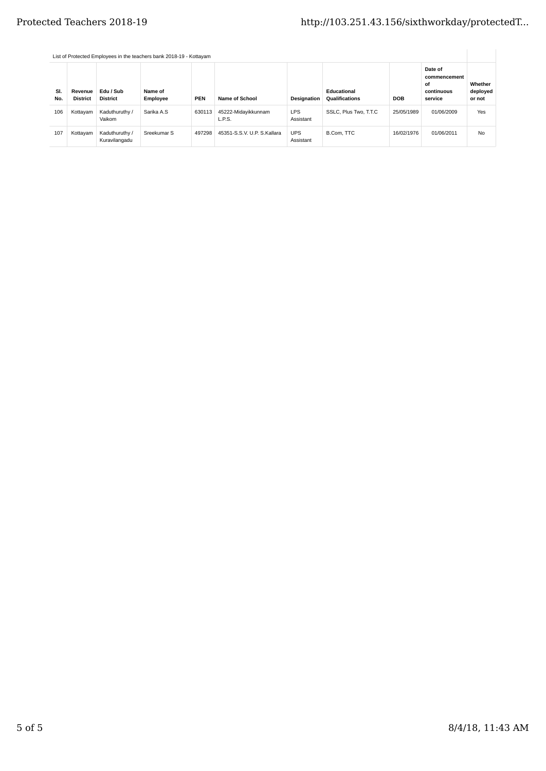List of Protected Employees in the teachers bank 2018-19 - Kottayam

| Sl. No. | Revenue District | Edu / Sub District | Name of Employee | PEN | Name of School | Designation | Educational Qualifications | DOB | Date of commencement of continuous service | Whether deployed or not |
|---|---|---|---|---|---|---|---|---|---|---|
| 106 | Kottayam | Kaduthuruthy / Vaikom | Sarika A.S | 630113 | 45222-Midayikkunnam L.P.S. | LPS Assistant | SSLC, Plus Two, T.T.C | 25/05/1989 | 01/06/2009 | Yes |
| 107 | Kottayam | Kaduthuruthy / Kuravilangadu | Sreekumar S | 497298 | 45351-S.S.V. U.P. S.Kallara | UPS Assistant | B.Com, TTC | 16/02/1976 | 01/06/2011 | No |